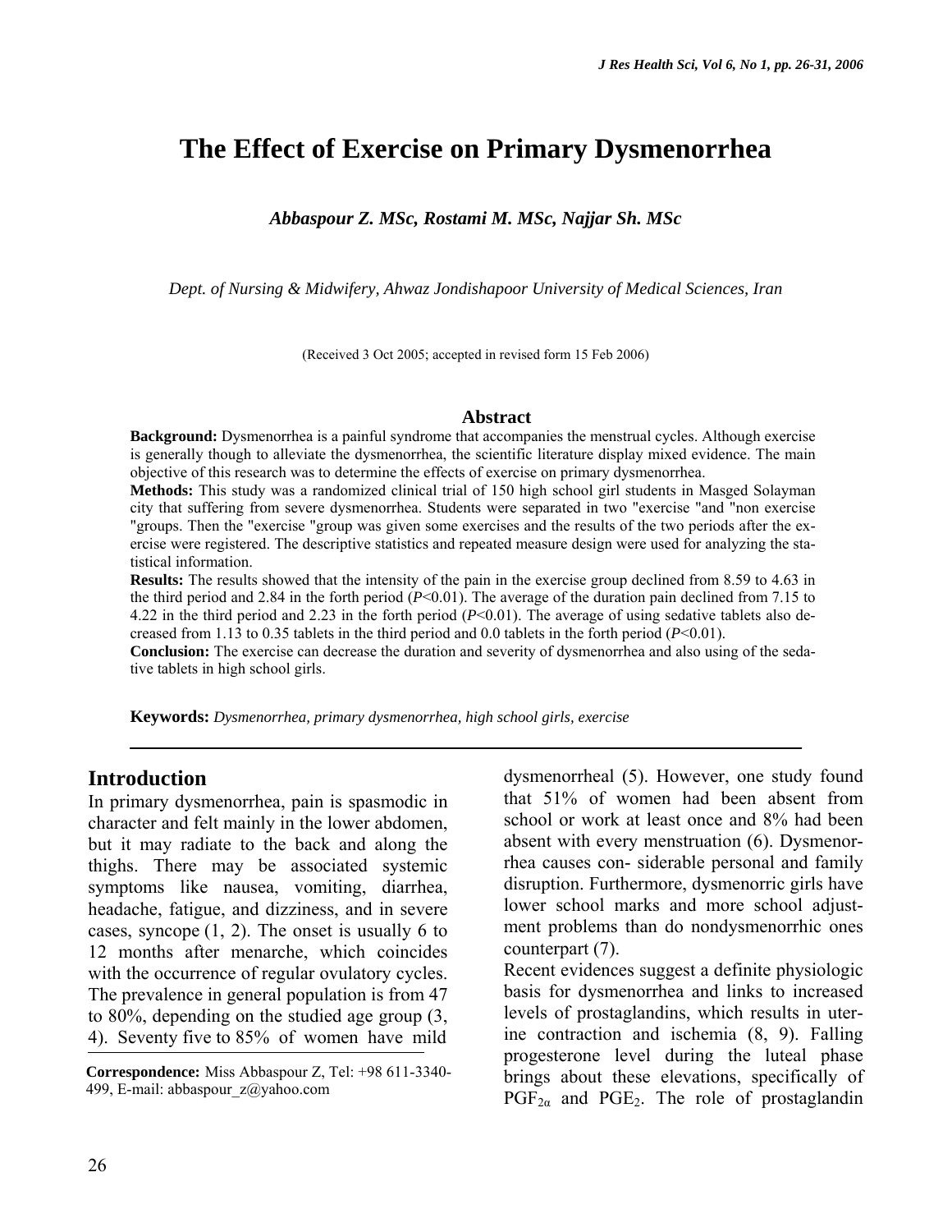# The Effect of Exercise on Primary Dysmenorrhea

***Abbaspour Z. MSc, Rostami M. MSc, Najjar Sh. MSc***

*Dept. of Nursing & Midwifery, Ahwaz Jondishapoor University of Medical Sciences, Iran*

(Received 3 Oct 2005; accepted in revised form 15 Feb 2006)

## Abstract

**Background:** Dysmenorrhea is a painful syndrome that accompanies the menstrual cycles. Although exercise is generally though to alleviate the dysmenorrhea, the scientific literature display mixed evidence. The main objective of this research was to determine the effects of exercise on primary dysmenorrhea.

**Methods:** This study was a randomized clinical trial of 150 high school girl students in Masged Solayman city that suffering from severe dysmenorrhea. Students were separated in two "exercise "and "non exercise "groups. Then the "exercise "group was given some exercises and the results of the two periods after the exercise were registered. The descriptive statistics and repeated measure design were used for analyzing the statistical information.

**Results:** The results showed that the intensity of the pain in the exercise group declined from 8.59 to 4.63 in the third period and 2.84 in the forth period ($P$<0.01). The average of the duration pain declined from 7.15 to 4.22 in the third period and 2.23 in the forth period ($P$<0.01). The average of using sedative tablets also decreased from 1.13 to 0.35 tablets in the third period and 0.0 tablets in the forth period ($P$<0.01).

**Conclusion:** The exercise can decrease the duration and severity of dysmenorrhea and also using of the sedative tablets in high school girls.

**Keywords:** *Dysmenorrhea, primary dysmenorrhea, high school girls, exercise*

## Introduction

In primary dysmenorrhea, pain is spasmodic in character and felt mainly in the lower abdomen, but it may radiate to the back and along the thighs. There may be associated systemic symptoms like nausea, vomiting, diarrhea, headache, fatigue, and dizziness, and in severe cases, syncope (1, 2). The onset is usually 6 to 12 months after menarche, which coincides with the occurrence of regular ovulatory cycles. The prevalence in general population is from 47 to 80%, depending on the studied age group (3, 4). Seventy five to 85% of women have mild dysmenorrheal (5). However, one study found that 51% of women had been absent from school or work at least once and 8% had been absent with every menstruation (6). Dysmenorrhea causes con- siderable personal and family disruption. Furthermore, dysmenorric girls have lower school marks and more school adjustment problems than do nondysmenorrhic ones counterpart (7).

Recent evidences suggest a definite physiologic basis for dysmenorrhea and links to increased levels of prostaglandins, which results in uterine contraction and ischemia (8, 9). Falling progesterone level during the luteal phase brings about these elevations, specifically of $PGF_{2\alpha}$ and $PGE_2$. The role of prostaglandin

**Correspondence:** Miss Abbaspour Z, Tel: +98 611-3340-499, E-mail: abbaspour_z@yahoo.com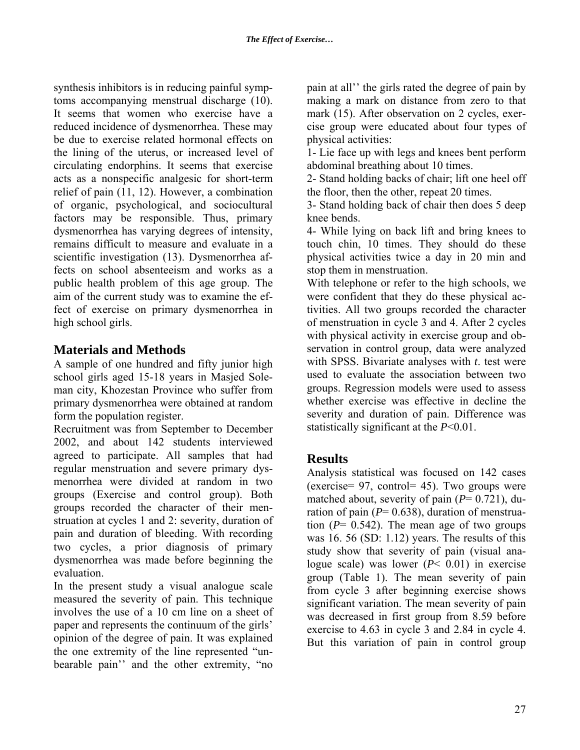synthesis inhibitors is in reducing painful symptoms accompanying menstrual discharge (10). It seems that women who exercise have a reduced incidence of dysmenorrhea. These may be due to exercise related hormonal effects on the lining of the uterus, or increased level of circulating endorphins. It seems that exercise acts as a nonspecific analgesic for short-term relief of pain (11, 12). However, a combination of organic, psychological, and sociocultural factors may be responsible. Thus, primary dysmenorrhea has varying degrees of intensity, remains difficult to measure and evaluate in a scientific investigation (13). Dysmenorrhea affects on school absenteeism and works as a public health problem of this age group. The aim of the current study was to examine the effect of exercise on primary dysmenorrhea in high school girls.

## Materials and Methods

A sample of one hundred and fifty junior high school girls aged 15-18 years in Masjed Soleman city, Khozestan Province who suffer from primary dysmenorrhea were obtained at random form the population register.

Recruitment was from September to December 2002, and about 142 students interviewed agreed to participate. All samples that had regular menstruation and severe primary dysmenorrhea were divided at random in two groups (Exercise and control group). Both groups recorded the character of their menstruation at cycles 1 and 2: severity, duration of pain and duration of bleeding. With recording two cycles, a prior diagnosis of primary dysmenorrhea was made before beginning the evaluation.

In the present study a visual analogue scale measured the severity of pain. This technique involves the use of a 10 cm line on a sheet of paper and represents the continuum of the girls' opinion of the degree of pain. It was explained the one extremity of the line represented "unbearable pain'' and the other extremity, "no pain at all'' the girls rated the degree of pain by making a mark on distance from zero to that mark (15). After observation on 2 cycles, exercise group were educated about four types of physical activities:

1- Lie face up with legs and knees bent perform abdominal breathing about 10 times.

2- Stand holding backs of chair; lift one heel off the floor, then the other, repeat 20 times.

3- Stand holding back of chair then does 5 deep knee bends.

4- While lying on back lift and bring knees to touch chin, 10 times. They should do these physical activities twice a day in 20 min and stop them in menstruation.

With telephone or refer to the high schools, we were confident that they do these physical activities. All two groups recorded the character of menstruation in cycle 3 and 4. After 2 cycles with physical activity in exercise group and observation in control group, data were analyzed with SPSS. Bivariate analyses with *t*. test were used to evaluate the association between two groups. Regression models were used to assess whether exercise was effective in decline the severity and duration of pain. Difference was statistically significant at the $P<0.01$.

## Results

Analysis statistical was focused on 142 cases (exercise= 97, control= 45). Two groups were matched about, severity of pain ($P= 0.721$), duration of pain ($P= 0.638$), duration of menstruation ($P= 0.542$). The mean age of two groups was 16. 56 (SD: 1.12) years. The results of this study show that severity of pain (visual analogue scale) was lower ($P< 0.01$) in exercise group (Table 1). The mean severity of pain from cycle 3 after beginning exercise shows significant variation. The mean severity of pain was decreased in first group from 8.59 before exercise to 4.63 in cycle 3 and 2.84 in cycle 4. But this variation of pain in control group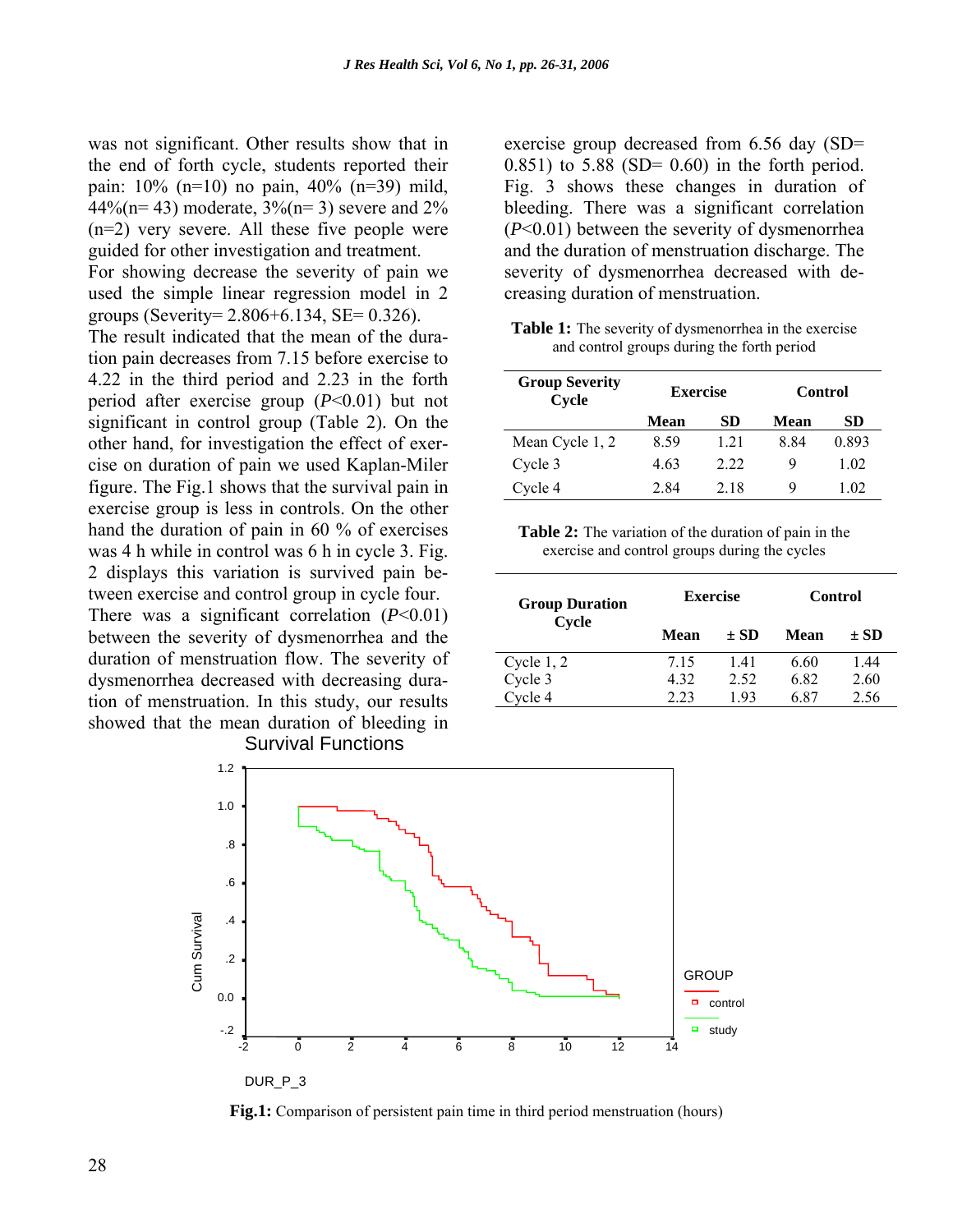was not significant. Other results show that in the end of forth cycle, students reported their pain: 10% (n=10) no pain, 40% (n=39) mild, 44%(n= 43) moderate, 3%(n= 3) severe and 2% (n=2) very severe. All these five people were guided for other investigation and treatment.

For showing decrease the severity of pain we used the simple linear regression model in 2 groups (Severity= 2.806+6.134, SE= 0.326).

The result indicated that the mean of the duration pain decreases from 7.15 before exercise to 4.22 in the third period and 2.23 in the forth period after exercise group ($P$<0.01) but not significant in control group (Table 2). On the other hand, for investigation the effect of exercise on duration of pain we used Kaplan-Miler figure. The Fig.1 shows that the survival pain in exercise group is less in controls. On the other hand the duration of pain in 60 % of exercises was 4 h while in control was 6 h in cycle 3. Fig. 2 displays this variation is survived pain between exercise and control group in cycle four.

There was a significant correlation ($P$<0.01) between the severity of dysmenorrhea and the duration of menstruation flow. The severity of dysmenorrhea decreased with decreasing duration of menstruation. In this study, our results showed that the mean duration of bleeding in exercise group decreased from 6.56 day (SD= 0.851) to 5.88 (SD= 0.60) in the forth period. Fig. 3 shows these changes in duration of bleeding. There was a significant correlation ($P$<0.01) between the severity of dysmenorrhea and the duration of menstruation discharge. The severity of dysmenorrhea decreased with decreasing duration of menstruation.

**Table 1:** The severity of dysmenorrhea in the exercise and control groups during the forth period

| Group Severity Cycle | Exercise | | Control | |
|---|---|---|---|---|
| | Mean | SD | Mean | SD |
| Mean Cycle 1, 2 | 8.59 | 1.21 | 8.84 | 0.893 |
| Cycle 3 | 4.63 | 2.22 | 9 | 1.02 |
| Cycle 4 | 2.84 | 2.18 | 9 | 1.02 |

**Table 2:** The variation of the duration of pain in the exercise and control groups during the cycles

| Group Duration Cycle | Exercise | | Control | |
|---|---|---|---|---|
| | Mean | ± SD | Mean | ± SD |
| Cycle 1, 2 | 7.15 | 1.41 | 6.60 | 1.44 |
| Cycle 3 | 4.32 | 2.52 | 6.82 | 2.60 |
| Cycle 4 | 2.23 | 1.93 | 6.87 | 2.56 |

**Fig.1:** Comparison of persistent pain time in third period menstruation (hours)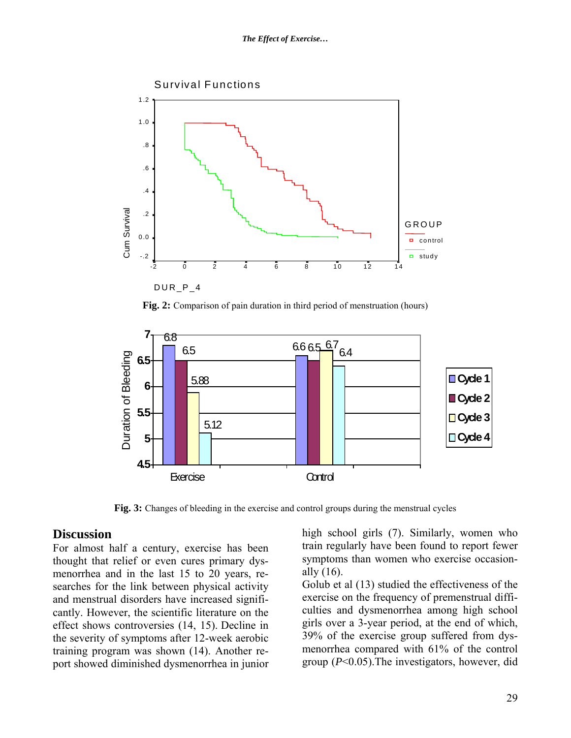Fig. 2: Comparison of pain duration in third period of menstruation (hours)

Fig. 3: Changes of bleeding in the exercise and control groups during the menstrual cycles

## Discussion

For almost half a century, exercise has been thought that relief or even cures primary dysmenorrhea and in the last 15 to 20 years, researches for the link between physical activity and menstrual disorders have increased significantly. However, the scientific literature on the effect shows controversies (14, 15). Decline in the severity of symptoms after 12-week aerobic training program was shown (14). Another report showed diminished dysmenorrhea in junior high school girls (7). Similarly, women who train regularly have been found to report fewer symptoms than women who exercise occasionally (16).

Golub et al (13) studied the effectiveness of the exercise on the frequency of premenstrual difficulties and dysmenorrhea among high school girls over a 3-year period, at the end of which, 39% of the exercise group suffered from dysmenorrhea compared with 61% of the control group ($P<0.05$).The investigators, however, did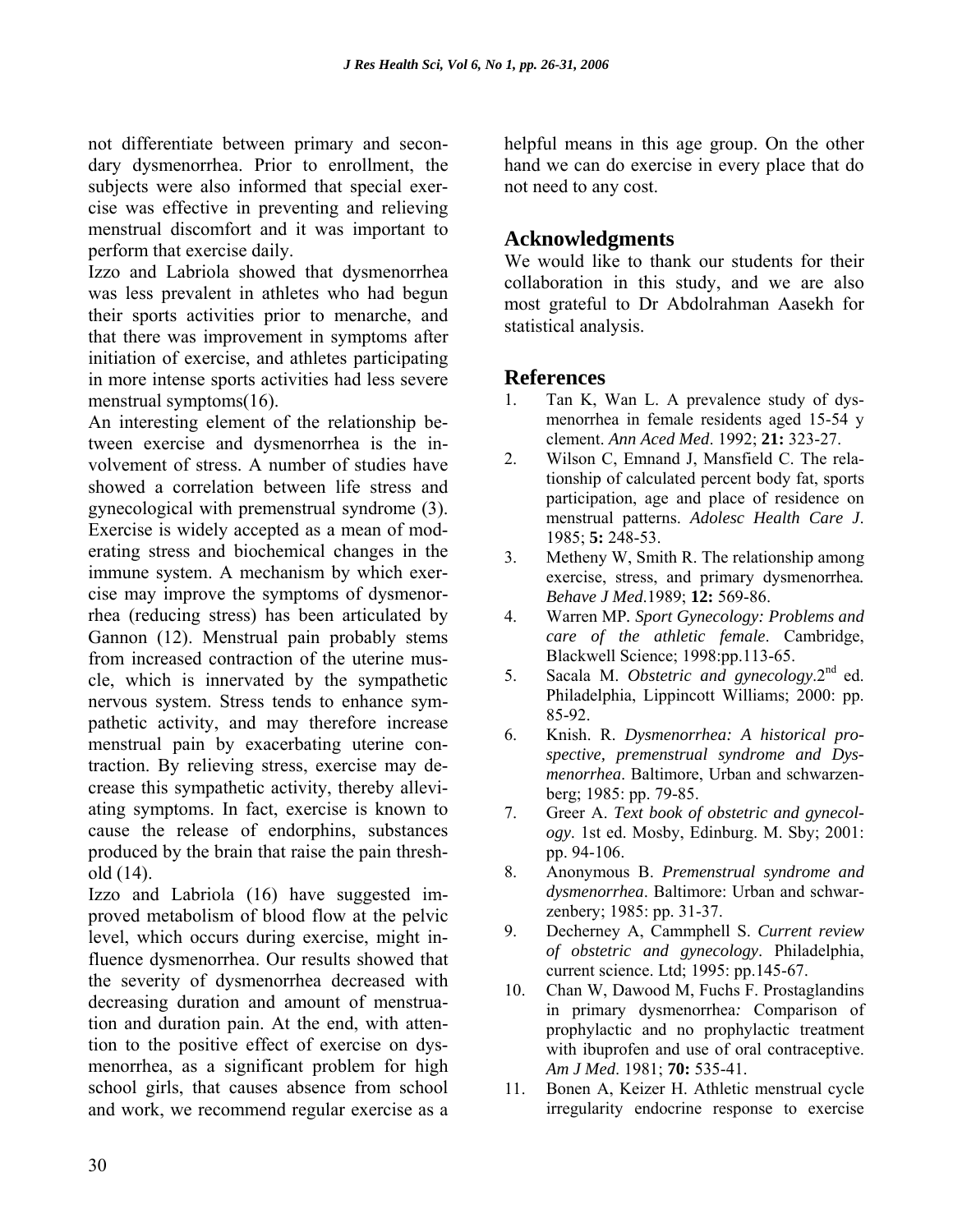not differentiate between primary and secondary dysmenorrhea. Prior to enrollment, the subjects were also informed that special exercise was effective in preventing and relieving menstrual discomfort and it was important to perform that exercise daily.

Izzo and Labriola showed that dysmenorrhea was less prevalent in athletes who had begun their sports activities prior to menarche, and that there was improvement in symptoms after initiation of exercise, and athletes participating in more intense sports activities had less severe menstrual symptoms(16).

An interesting element of the relationship between exercise and dysmenorrhea is the involvement of stress. A number of studies have showed a correlation between life stress and gynecological with premenstrual syndrome (3). Exercise is widely accepted as a mean of moderating stress and biochemical changes in the immune system. A mechanism by which exercise may improve the symptoms of dysmenorrhea (reducing stress) has been articulated by Gannon (12). Menstrual pain probably stems from increased contraction of the uterine muscle, which is innervated by the sympathetic nervous system. Stress tends to enhance sympathetic activity, and may therefore increase menstrual pain by exacerbating uterine contraction. By relieving stress, exercise may decrease this sympathetic activity, thereby alleviating symptoms. In fact, exercise is known to cause the release of endorphins, substances produced by the brain that raise the pain threshold (14).

Izzo and Labriola (16) have suggested improved metabolism of blood flow at the pelvic level, which occurs during exercise, might influence dysmenorrhea. Our results showed that the severity of dysmenorrhea decreased with decreasing duration and amount of menstruation and duration pain. At the end, with attention to the positive effect of exercise on dysmenorrhea, as a significant problem for high school girls, that causes absence from school and work, we recommend regular exercise as a helpful means in this age group. On the other hand we can do exercise in every place that do not need to any cost.

## Acknowledgments

We would like to thank our students for their collaboration in this study, and we are also most grateful to Dr Abdolrahman Aasekh for statistical analysis.

## References

1. Tan K, Wan L. A prevalence study of dysmenorrhea in female residents aged 15-54 y clement. *Ann Aced Med*. 1992; **21:** 323-27.
2. Wilson C, Emnand J, Mansfield C. The relationship of calculated percent body fat, sports participation, age and place of residence on menstrual patterns. *Adolesc Health Care J*. 1985; **5:** 248-53.
3. Metheny W, Smith R. The relationship among exercise, stress, and primary dysmenorrhea. *Behave J Med*.1989; **12:** 569-86.
4. Warren MP. *Sport Gynecology: Problems and care of the athletic female*. Cambridge, Blackwell Science; 1998:pp.113-65.
5. Sacala M. *Obstetric and gynecology*.2nd ed. Philadelphia, Lippincott Williams; 2000: pp. 85-92.
6. Knish. R. *Dysmenorrhea: A historical prospective, premenstrual syndrome and Dysmenorrhea*. Baltimore, Urban and schwarzenberg; 1985: pp. 79-85.
7. Greer A. *Text book of obstetric and gynecology*. 1st ed. Mosby, Edinburg. M. Sby; 2001: pp. 94-106.
8. Anonymous B. *Premenstrual syndrome and dysmenorrhea*. Baltimore: Urban and schwarzenbery; 1985: pp. 31-37.
9. Decherney A, Cammphell S. *Current review of obstetric and gynecology*. Philadelphia, current science. Ltd; 1995: pp.145-67.
10. Chan W, Dawood M, Fuchs F. Prostaglandins in primary dysmenorrhea: Comparison of prophylactic and no prophylactic treatment with ibuprofen and use of oral contraceptive. *Am J Med*. 1981; **70:** 535-41.
11. Bonen A, Keizer H. Athletic menstrual cycle irregularity endocrine response to exercise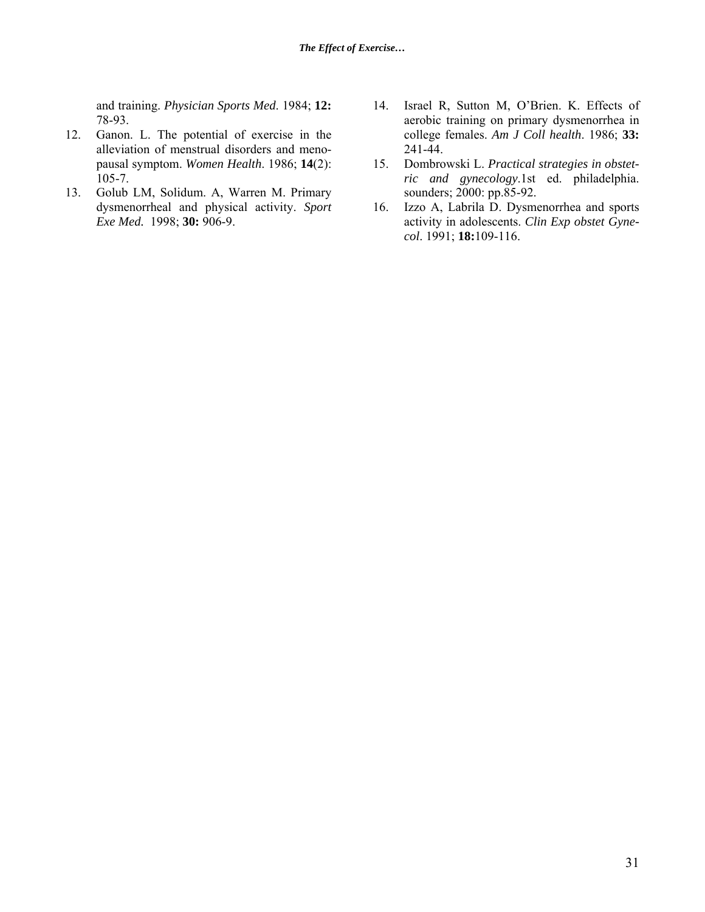and training. *Physician Sports Med*. 1984; **12:** 78-93.

12. Ganon. L. The potential of exercise in the alleviation of menstrual disorders and menopausal symptom. *Women Health*. 1986; **14**(2): 105-7.
13. Golub LM, Solidum. A, Warren M. Primary dysmenorrheal and physical activity. *Sport Exe Med.* 1998; **30:** 906-9.
14. Israel R, Sutton M, O'Brien. K. Effects of aerobic training on primary dysmenorrhea in college females. *Am J Coll health*. 1986; **33:** 241-44.
15. Dombrowski L. *Practical strategies in obstetric and gynecology*.1st ed. philadelphia. sounders; 2000: pp.85-92.
16. Izzo A, Labrila D. Dysmenorrhea and sports activity in adolescents. *Clin Exp obstet Gynecol*. 1991; **18:**109-116.